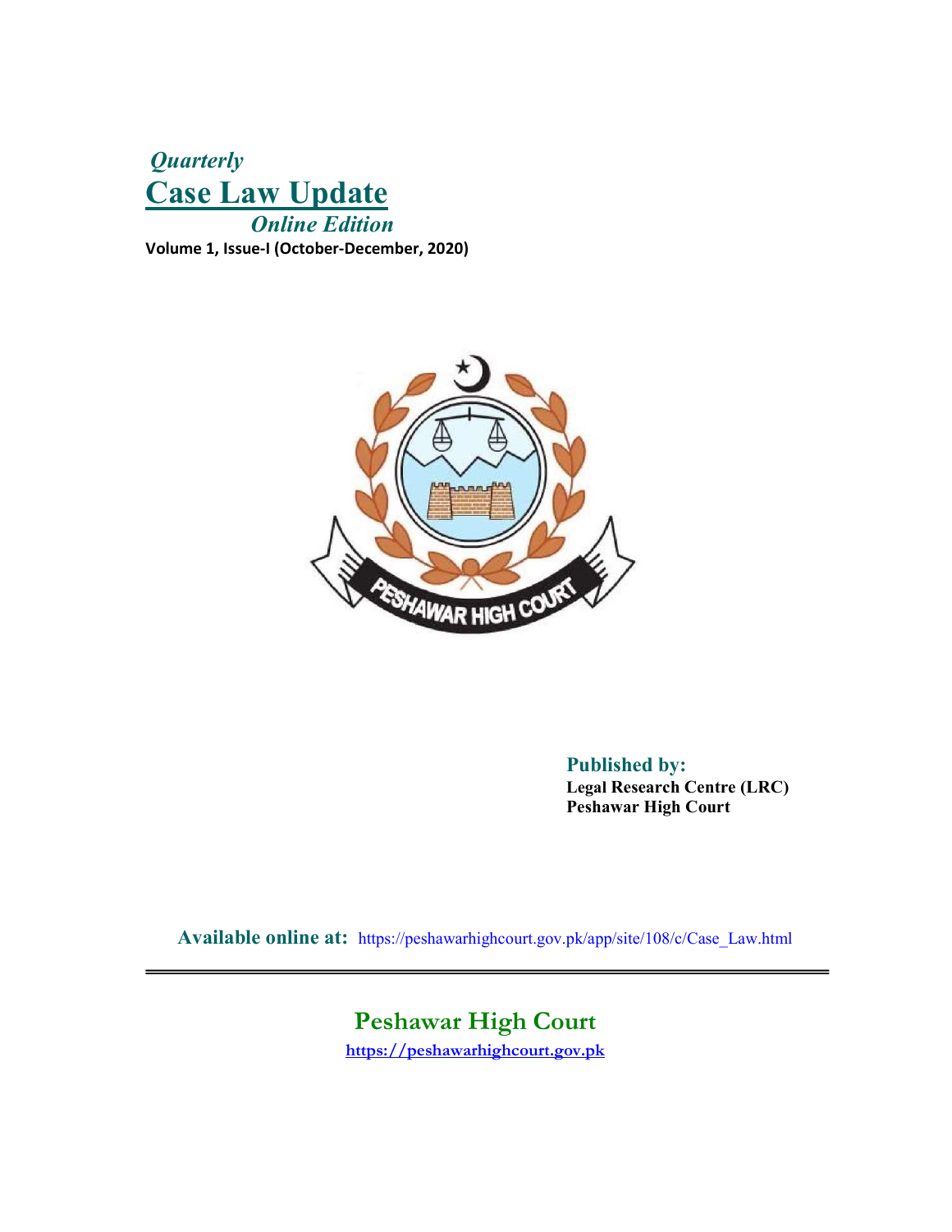*Quarterly*

# Case Law Update

*Online Edition*

**Volume 1, Issue-I (October-December, 2020)**

**Published by:**
**Legal Research Centre (LRC)**
**Peshawar High Court**

**Available online at:** https://peshawarhighcourt.gov.pk/app/site/108/c/Case_Law.html

## Peshawar High Court

https://peshawarhighcourt.gov.pk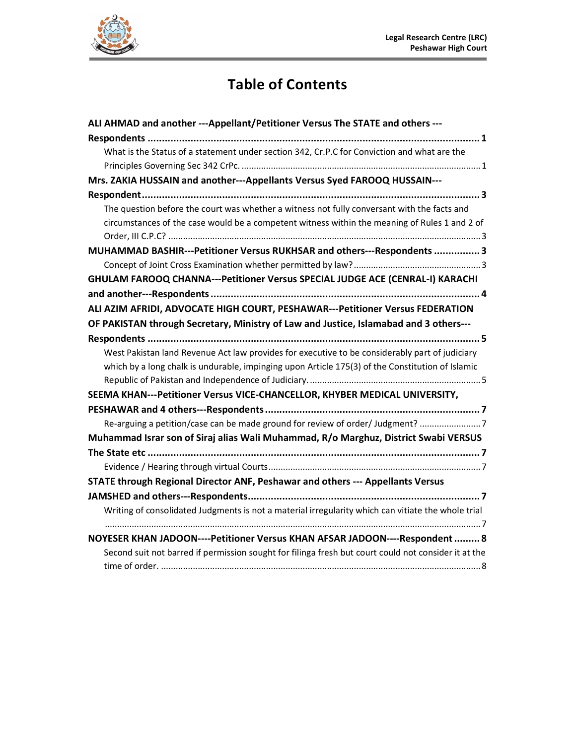# Table of Contents

**ALI AHMAD and another ---Appellant/Petitioner Versus The STATE and others ---Respondents ........ 1**

What is the Status of a statement under section 342, Cr.P.C for Conviction and what are the Principles Governing Sec 342 CrPc. ........ 1

**Mrs. ZAKIA HUSSAIN and another---Appellants Versus Syed FAROOQ HUSSAIN---Respondent ........ 3**

The question before the court was whether a witness not fully conversant with the facts and circumstances of the case would be a competent witness within the meaning of Rules 1 and 2 of Order, III C.P.C? ........ 3

**MUHAMMAD BASHIR---Petitioner Versus RUKHSAR and others---Respondents ........ 3**

Concept of Joint Cross Examination whether permitted by law? ........ 3

**GHULAM FAROOQ CHANNA---Petitioner Versus SPECIAL JUDGE ACE (CENRAL-I) KARACHI and another---Respondents ........ 4**

**ALI AZIM AFRIDI, ADVOCATE HIGH COURT, PESHAWAR---Petitioner Versus FEDERATION OF PAKISTAN through Secretary, Ministry of Law and Justice, Islamabad and 3 others---Respondents ........ 5**

West Pakistan land Revenue Act law provides for executive to be considerably part of judiciary which by a long chalk is undurable, impinging upon Article 175(3) of the Constitution of Islamic Republic of Pakistan and Independence of Judiciary. ........ 5

**SEEMA KHAN---Petitioner Versus VICE-CHANCELLOR, KHYBER MEDICAL UNIVERSITY, PESHAWAR and 4 others---Respondents ........ 7**

Re-arguing a petition/case can be made ground for review of order/ Judgment? ........ 7

**Muhammad Israr son of Siraj alias Wali Muhammad, R/o Marghuz, District Swabi VERSUS The State etc ........ 7**

Evidence / Hearing through virtual Courts ........ 7

**STATE through Regional Director ANF, Peshawar and others --- Appellants Versus JAMSHED and others---Respondents ........ 7**

Writing of consolidated Judgments is not a material irregularity which can vitiate the whole trial ........ 7

**NOYESER KHAN JADOON----Petitioner Versus KHAN AFSAR JADOON----Respondent ........ 8**

Second suit not barred if permission sought for filinga fresh but court could not consider it at the time of order. ........ 8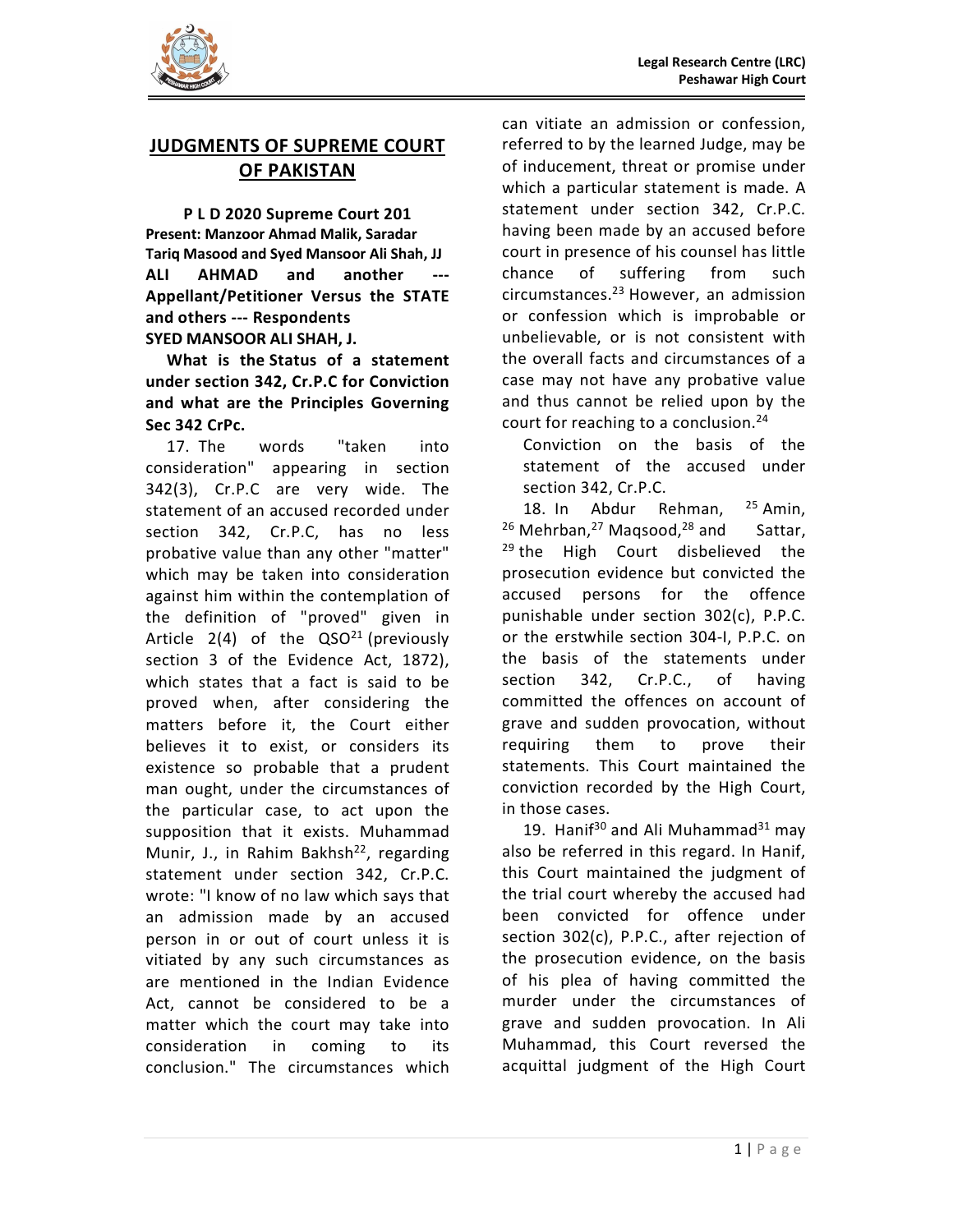# JUDGMENTS OF SUPREME COURT OF PAKISTAN

**P L D 2020 Supreme Court 201**
**Present: Manzoor Ahmad Malik, Saradar Tariq Masood and Syed Mansoor Ali Shah, JJ**
**ALI AHMAD and another --- Appellant/Petitioner Versus the STATE and others --- Respondents**
**SYED MANSOOR ALI SHAH, J.**

**What is the Status of a statement under section 342, Cr.P.C for Conviction and what are the Principles Governing Sec 342 CrPc.**

17. The words "taken into consideration" appearing in section 342(3), Cr.P.C are very wide. The statement of an accused recorded under section 342, Cr.P.C, has no less probative value than any other "matter" which may be taken into consideration against him within the contemplation of the definition of "proved" given in Article 2(4) of the QSO[21] (previously section 3 of the Evidence Act, 1872), which states that a fact is said to be proved when, after considering the matters before it, the Court either believes it to exist, or considers its existence so probable that a prudent man ought, under the circumstances of the particular case, to act upon the supposition that it exists. Muhammad Munir, J., in Rahim Bakhsh[22], regarding statement under section 342, Cr.P.C. wrote: "I know of no law which says that an admission made by an accused person in or out of court unless it is vitiated by any such circumstances as are mentioned in the Indian Evidence Act, cannot be considered to be a matter which the court may take into consideration in coming to its conclusion." The circumstances which can vitiate an admission or confession, referred to by the learned Judge, may be of inducement, threat or promise under which a particular statement is made. A statement under section 342, Cr.P.C. having been made by an accused before court in presence of his counsel has little chance of suffering from such circumstances.[23] However, an admission or confession which is improbable or unbelievable, or is not consistent with the overall facts and circumstances of a case may not have any probative value and thus cannot be relied upon by the court for reaching to a conclusion.[24]

Conviction on the basis of the statement of the accused under section 342, Cr.P.C.

18. In Abdur Rehman, [25] Amin, [26] Mehrban,[27] Maqsood,[28] and Sattar, [29] the High Court disbelieved the prosecution evidence but convicted the accused persons for the offence punishable under section 302(c), P.P.C. or the erstwhile section 304-I, P.P.C. on the basis of the statements under section 342, Cr.P.C., of having committed the offences on account of grave and sudden provocation, without requiring them to prove their statements. This Court maintained the conviction recorded by the High Court, in those cases.

19. Hanif[30] and Ali Muhammad[31] may also be referred in this regard. In Hanif, this Court maintained the judgment of the trial court whereby the accused had been convicted for offence under section 302(c), P.P.C., after rejection of the prosecution evidence, on the basis of his plea of having committed the murder under the circumstances of grave and sudden provocation. In Ali Muhammad, this Court reversed the acquittal judgment of the High Court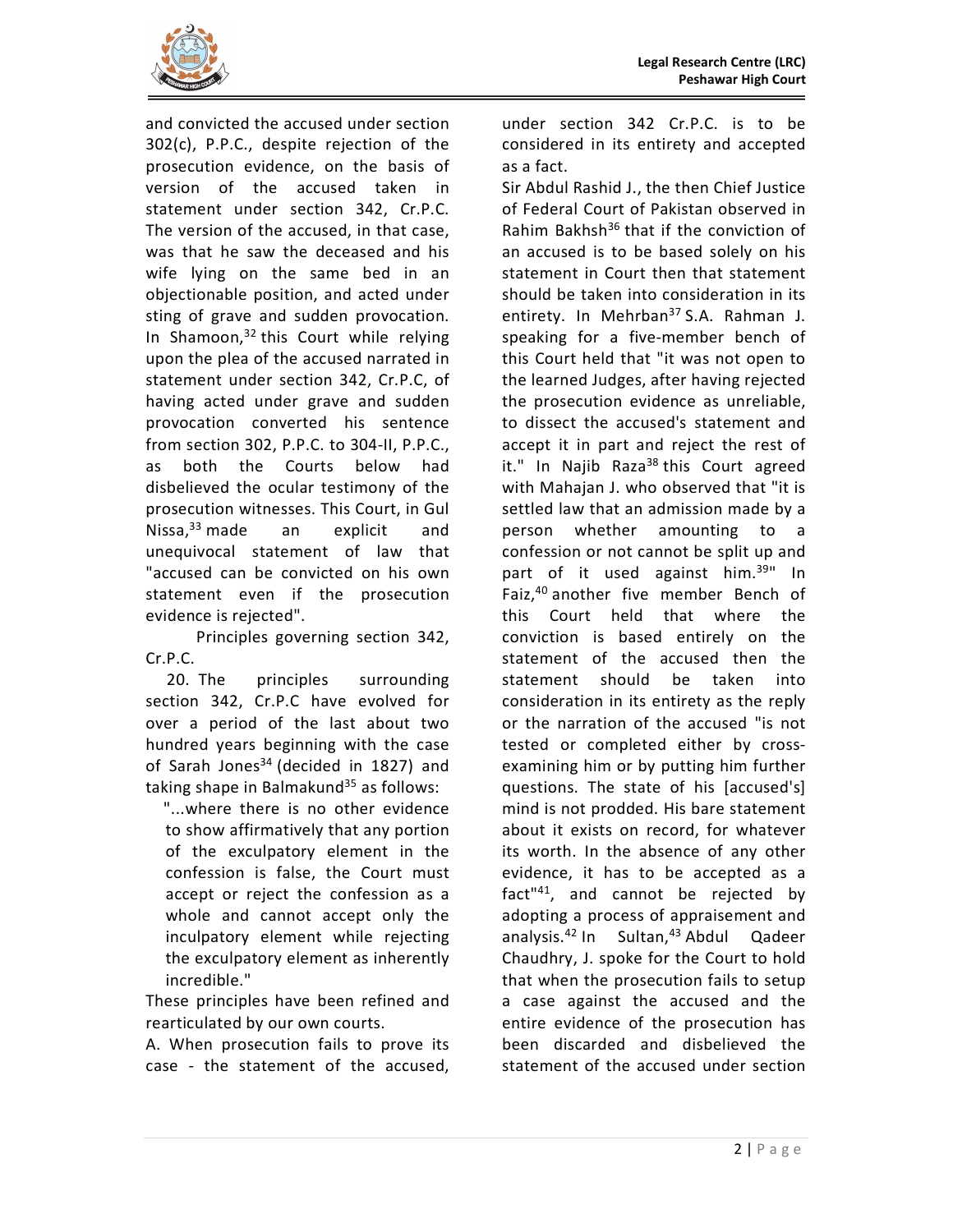and convicted the accused under section 302(c), P.P.C., despite rejection of the prosecution evidence, on the basis of version of the accused taken in statement under section 342, Cr.P.C. The version of the accused, in that case, was that he saw the deceased and his wife lying on the same bed in an objectionable position, and acted under sting of grave and sudden provocation. In Shamoon,[32] this Court while relying upon the plea of the accused narrated in statement under section 342, Cr.P.C, of having acted under grave and sudden provocation converted his sentence from section 302, P.P.C. to 304-II, P.P.C., as both the Courts below had disbelieved the ocular testimony of the prosecution witnesses. This Court, in Gul Nissa,[33] made an explicit and unequivocal statement of law that "accused can be convicted on his own statement even if the prosecution evidence is rejected".

Principles governing section 342, Cr.P.C.

20. The principles surrounding section 342, Cr.P.C have evolved for over a period of the last about two hundred years beginning with the case of Sarah Jones[34] (decided in 1827) and taking shape in Balmakund[35] as follows:

> "...where there is no other evidence to show affirmatively that any portion of the exculpatory element in the confession is false, the Court must accept or reject the confession as a whole and cannot accept only the inculpatory element while rejecting the exculpatory element as inherently incredible."

These principles have been refined and rearticulated by our own courts.

A. When prosecution fails to prove its case - the statement of the accused, under section 342 Cr.P.C. is to be considered in its entirety and accepted as a fact.

Sir Abdul Rashid J., the then Chief Justice of Federal Court of Pakistan observed in Rahim Bakhsh[36] that if the conviction of an accused is to be based solely on his statement in Court then that statement should be taken into consideration in its entirety. In Mehrban[37] S.A. Rahman J. speaking for a five-member bench of this Court held that "it was not open to the learned Judges, after having rejected the prosecution evidence as unreliable, to dissect the accused's statement and accept it in part and reject the rest of it." In Najib Raza[38] this Court agreed with Mahajan J. who observed that "it is settled law that an admission made by a person whether amounting to a confession or not cannot be split up and part of it used against him.[39]" In Faiz,[40] another five member Bench of this Court held that where the conviction is based entirely on the statement of the accused then the statement should be taken into consideration in its entirety as the reply or the narration of the accused "is not tested or completed either by cross-examining him or by putting him further questions. The state of his [accused's] mind is not prodded. His bare statement about it exists on record, for whatever its worth. In the absence of any other evidence, it has to be accepted as a fact"[41], and cannot be rejected by adopting a process of appraisement and analysis.[42] In Sultan,[43] Abdul Qadeer Chaudhry, J. spoke for the Court to hold that when the prosecution fails to setup a case against the accused and the entire evidence of the prosecution has been discarded and disbelieved the statement of the accused under section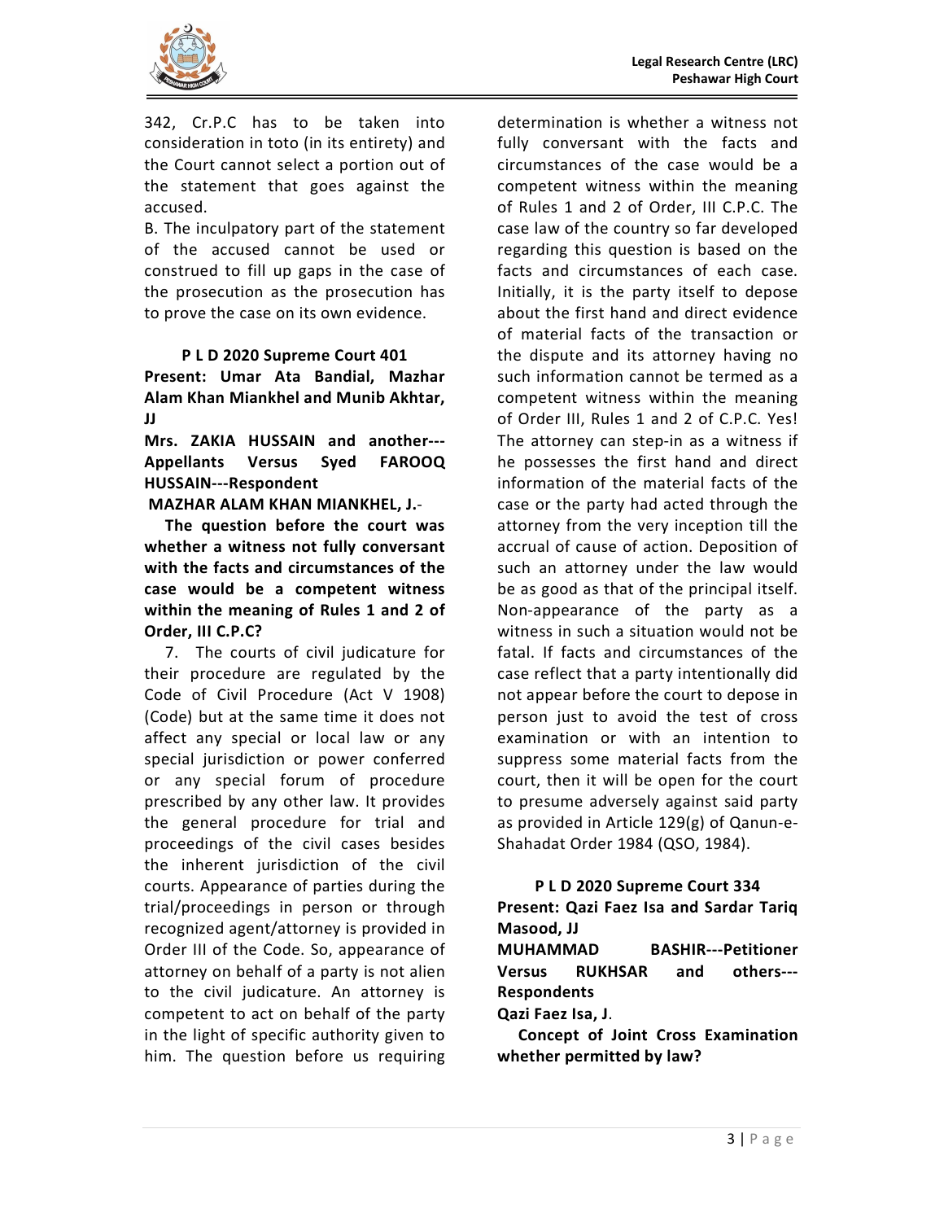342, Cr.P.C has to be taken into consideration in toto (in its entirety) and the Court cannot select a portion out of the statement that goes against the accused.

B. The inculpatory part of the statement of the accused cannot be used or construed to fill up gaps in the case of the prosecution as the prosecution has to prove the case on its own evidence.

**P L D 2020 Supreme Court 401**

**Present: Umar Ata Bandial, Mazhar Alam Khan Miankhel and Munib Akhtar, JJ**

**Mrs. ZAKIA HUSSAIN and another---Appellants Versus Syed FAROOQ HUSSAIN---Respondent**

**MAZHAR ALAM KHAN MIANKHEL, J.**-

**The question before the court was whether a witness not fully conversant with the facts and circumstances of the case would be a competent witness within the meaning of Rules 1 and 2 of Order, III C.P.C?**

7. The courts of civil judicature for their procedure are regulated by the Code of Civil Procedure (Act V 1908) (Code) but at the same time it does not affect any special or local law or any special jurisdiction or power conferred or any special forum of procedure prescribed by any other law. It provides the general procedure for trial and proceedings of the civil cases besides the inherent jurisdiction of the civil courts. Appearance of parties during the trial/proceedings in person or through recognized agent/attorney is provided in Order III of the Code. So, appearance of attorney on behalf of a party is not alien to the civil judicature. An attorney is competent to act on behalf of the party in the light of specific authority given to him. The question before us requiring determination is whether a witness not fully conversant with the facts and circumstances of the case would be a competent witness within the meaning of Rules 1 and 2 of Order, III C.P.C. The case law of the country so far developed regarding this question is based on the facts and circumstances of each case. Initially, it is the party itself to depose about the first hand and direct evidence of material facts of the transaction or the dispute and its attorney having no such information cannot be termed as a competent witness within the meaning of Order III, Rules 1 and 2 of C.P.C. Yes! The attorney can step-in as a witness if he possesses the first hand and direct information of the material facts of the case or the party had acted through the attorney from the very inception till the accrual of cause of action. Deposition of such an attorney under the law would be as good as that of the principal itself. Non-appearance of the party as a witness in such a situation would not be fatal. If facts and circumstances of the case reflect that a party intentionally did not appear before the court to depose in person just to avoid the test of cross examination or with an intention to suppress some material facts from the court, then it will be open for the court to presume adversely against said party as provided in Article 129(g) of Qanun-e-Shahadat Order 1984 (QSO, 1984).

**P L D 2020 Supreme Court 334**

**Present: Qazi Faez Isa and Sardar Tariq Masood, JJ**

**MUHAMMAD BASHIR---Petitioner Versus RUKHSAR and others---Respondents**

**Qazi Faez Isa, J**.

**Concept of Joint Cross Examination whether permitted by law?**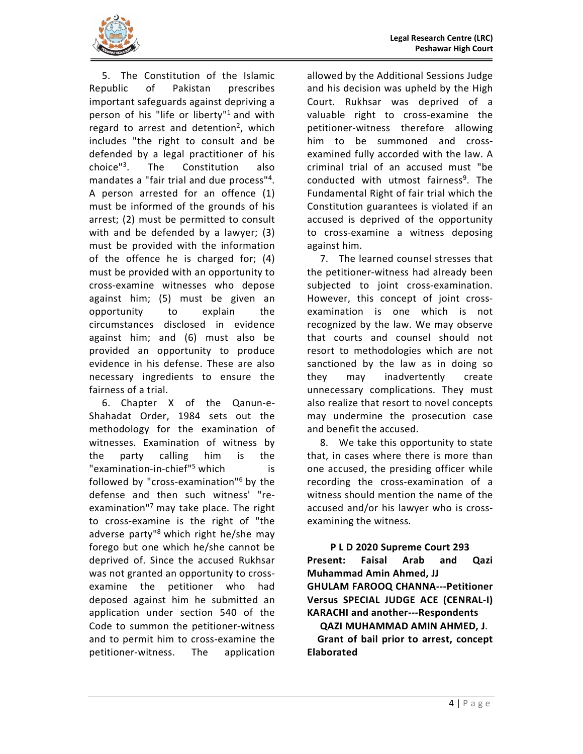5. The Constitution of the Islamic Republic of Pakistan prescribes important safeguards against depriving a person of his "life or liberty"[1] and with regard to arrest and detention[2], which includes "the right to consult and be defended by a legal practitioner of his choice"[3]. The Constitution also mandates a "fair trial and due process"[4]. A person arrested for an offence (1) must be informed of the grounds of his arrest; (2) must be permitted to consult with and be defended by a lawyer; (3) must be provided with the information of the offence he is charged for; (4) must be provided with an opportunity to cross-examine witnesses who depose against him; (5) must be given an opportunity to explain the circumstances disclosed in evidence against him; and (6) must also be provided an opportunity to produce evidence in his defense. These are also necessary ingredients to ensure the fairness of a trial.

6. Chapter X of the Qanun-e-Shahadat Order, 1984 sets out the methodology for the examination of witnesses. Examination of witness by the party calling him is the "examination-in-chief"[5] which is followed by "cross-examination"[6] by the defense and then such witness' "re-examination"[7] may take place. The right to cross-examine is the right of "the adverse party"[8] which right he/she may forego but one which he/she cannot be deprived of. Since the accused Rukhsar was not granted an opportunity to cross-examine the petitioner who had deposed against him he submitted an application under section 540 of the Code to summon the petitioner-witness and to permit him to cross-examine the petitioner-witness. The application allowed by the Additional Sessions Judge and his decision was upheld by the High Court. Rukhsar was deprived of a valuable right to cross-examine the petitioner-witness therefore allowing him to be summoned and cross-examined fully accorded with the law. A criminal trial of an accused must "be conducted with utmost fairness[9]. The Fundamental Right of fair trial which the Constitution guarantees is violated if an accused is deprived of the opportunity to cross-examine a witness deposing against him.

7. The learned counsel stresses that the petitioner-witness had already been subjected to joint cross-examination. However, this concept of joint cross-examination is one which is not recognized by the law. We may observe that courts and counsel should not resort to methodologies which are not sanctioned by the law as in doing so they may inadvertently create unnecessary complications. They must also realize that resort to novel concepts may undermine the prosecution case and benefit the accused.

8. We take this opportunity to state that, in cases where there is more than one accused, the presiding officer while recording the cross-examination of a witness should mention the name of the accused and/or his lawyer who is cross-examining the witness.

**P L D 2020 Supreme Court 293**

**Present: Faisal Arab and Qazi Muhammad Amin Ahmed, JJ**

**GHULAM FAROOQ CHANNA---Petitioner Versus SPECIAL JUDGE ACE (CENRAL-I) KARACHI and another---Respondents**

**QAZI MUHAMMAD AMIN AHMED, J.**

**Grant of bail prior to arrest, concept Elaborated**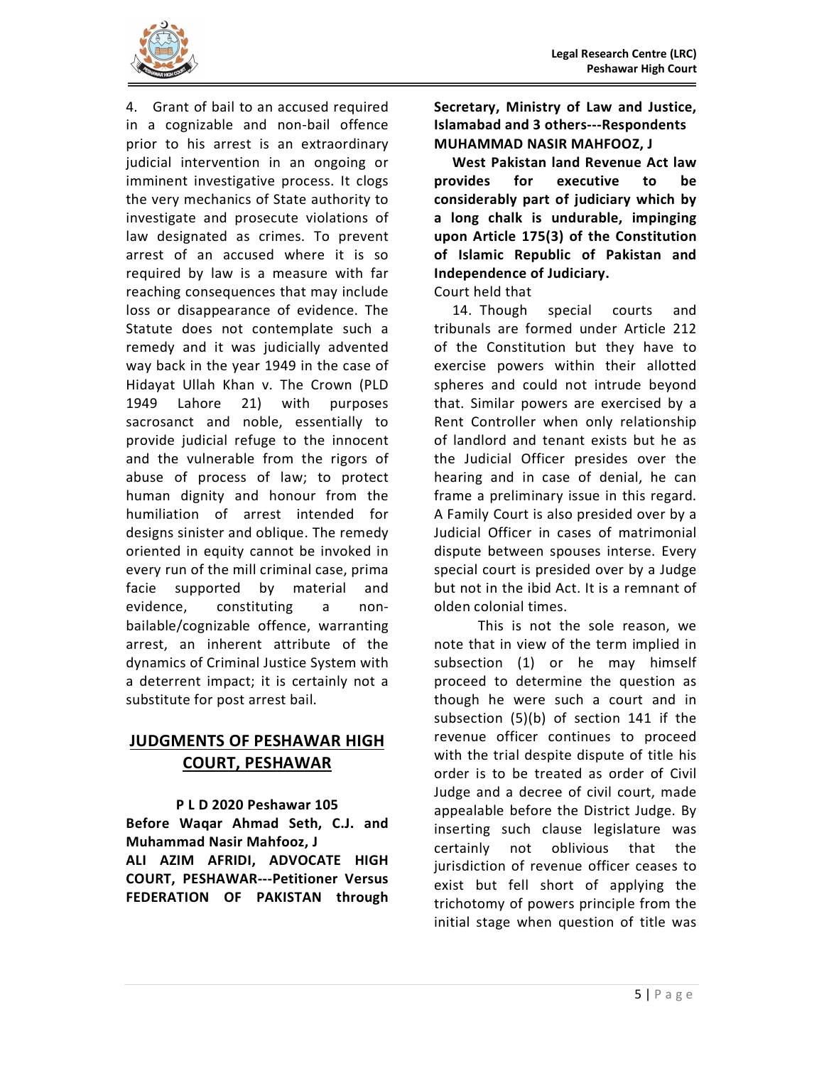4. Grant of bail to an accused required in a cognizable and non-bail offence prior to his arrest is an extraordinary judicial intervention in an ongoing or imminent investigative process. It clogs the very mechanics of State authority to investigate and prosecute violations of law designated as crimes. To prevent arrest of an accused where it is so required by law is a measure with far reaching consequences that may include loss or disappearance of evidence. The Statute does not contemplate such a remedy and it was judicially advented way back in the year 1949 in the case of Hidayat Ullah Khan v. The Crown (PLD 1949 Lahore 21) with purposes sacrosanct and noble, essentially to provide judicial refuge to the innocent and the vulnerable from the rigors of abuse of process of law; to protect human dignity and honour from the humiliation of arrest intended for designs sinister and oblique. The remedy oriented in equity cannot be invoked in every run of the mill criminal case, prima facie supported by material and evidence, constituting a non-bailable/cognizable offence, warranting arrest, an inherent attribute of the dynamics of Criminal Justice System with a deterrent impact; it is certainly not a substitute for post arrest bail.

## JUDGMENTS OF PESHAWAR HIGH COURT, PESHAWAR

**P L D 2020 Peshawar 105**

**Before Waqar Ahmad Seth, C.J. and Muhammad Nasir Mahfooz, J**

**ALI AZIM AFRIDI, ADVOCATE HIGH COURT, PESHAWAR---Petitioner Versus FEDERATION OF PAKISTAN through Secretary, Ministry of Law and Justice, Islamabad and 3 others---Respondents**

**MUHAMMAD NASIR MAHFOOZ, J**

**West Pakistan land Revenue Act law provides for executive to be considerably part of judiciary which by a long chalk is undurable, impinging upon Article 175(3) of the Constitution of Islamic Republic of Pakistan and Independence of Judiciary.**

Court held that

14. Though special courts and tribunals are formed under Article 212 of the Constitution but they have to exercise powers within their allotted spheres and could not intrude beyond that. Similar powers are exercised by a Rent Controller when only relationship of landlord and tenant exists but he as the Judicial Officer presides over the hearing and in case of denial, he can frame a preliminary issue in this regard. A Family Court is also presided over by a Judicial Officer in cases of matrimonial dispute between spouses interse. Every special court is presided over by a Judge but not in the ibid Act. It is a remnant of olden colonial times.

This is not the sole reason, we note that in view of the term implied in subsection (1) or he may himself proceed to determine the question as though he were such a court and in subsection (5)(b) of section 141 if the revenue officer continues to proceed with the trial despite dispute of title his order is to be treated as order of Civil Judge and a decree of civil court, made appealable before the District Judge. By inserting such clause legislature was certainly not oblivious that the jurisdiction of revenue officer ceases to exist but fell short of applying the trichotomy of powers principle from the initial stage when question of title was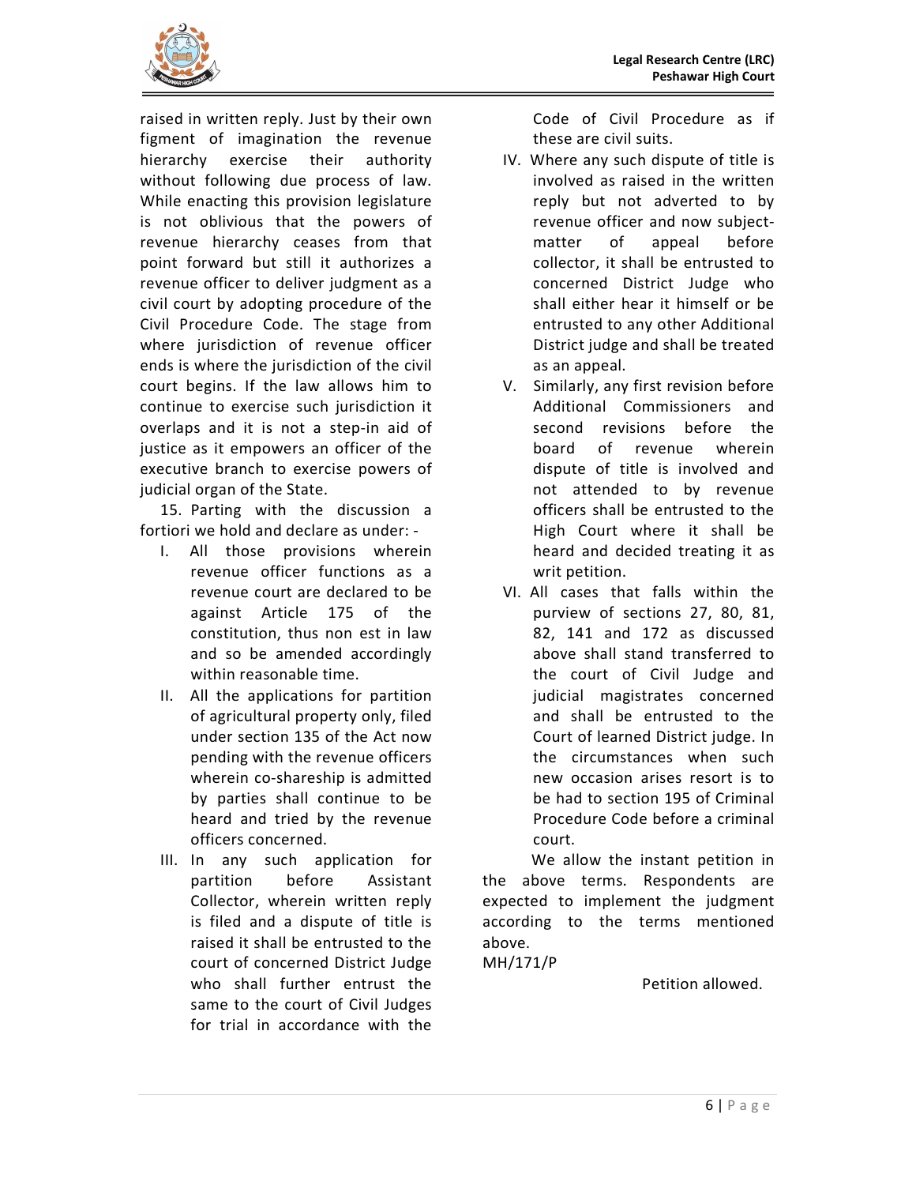raised in written reply. Just by their own figment of imagination the revenue hierarchy exercise their authority without following due process of law. While enacting this provision legislature is not oblivious that the powers of revenue hierarchy ceases from that point forward but still it authorizes a revenue officer to deliver judgment as a civil court by adopting procedure of the Civil Procedure Code. The stage from where jurisdiction of revenue officer ends is where the jurisdiction of the civil court begins. If the law allows him to continue to exercise such jurisdiction it overlaps and it is not a step-in aid of justice as it empowers an officer of the executive branch to exercise powers of judicial organ of the State.

15. Parting with the discussion a fortiori we hold and declare as under: -

I. All those provisions wherein revenue officer functions as a revenue court are declared to be against Article 175 of the constitution, thus non est in law and so be amended accordingly within reasonable time.

II. All the applications for partition of agricultural property only, filed under section 135 of the Act now pending with the revenue officers wherein co-shareship is admitted by parties shall continue to be heard and tried by the revenue officers concerned.

III. In any such application for partition before Assistant Collector, wherein written reply is filed and a dispute of title is raised it shall be entrusted to the court of concerned District Judge who shall further entrust the same to the court of Civil Judges for trial in accordance with the Code of Civil Procedure as if these are civil suits.

IV. Where any such dispute of title is involved as raised in the written reply but not adverted to by revenue officer and now subject-matter of appeal before collector, it shall be entrusted to concerned District Judge who shall either hear it himself or be entrusted to any other Additional District judge and shall be treated as an appeal.

V. Similarly, any first revision before Additional Commissioners and second revisions before the board of revenue wherein dispute of title is involved and not attended to by revenue officers shall be entrusted to the High Court where it shall be heard and decided treating it as writ petition.

VI. All cases that falls within the purview of sections 27, 80, 81, 82, 141 and 172 as discussed above shall stand transferred to the court of Civil Judge and judicial magistrates concerned and shall be entrusted to the Court of learned District judge. In the circumstances when such new occasion arises resort is to be had to section 195 of Criminal Procedure Code before a criminal court.

We allow the instant petition in the above terms. Respondents are expected to implement the judgment according to the terms mentioned above.

MH/171/P

Petition allowed.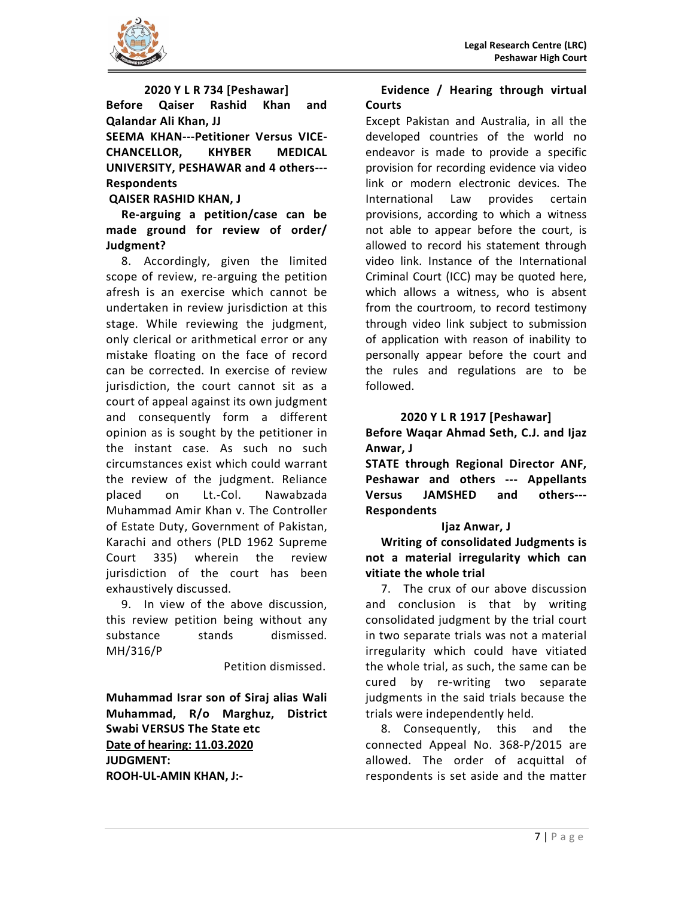**2020 Y L R 734 [Peshawar]**

**Before Qaiser Rashid Khan and Qalandar Ali Khan, JJ**

**SEEMA KHAN---Petitioner Versus VICE-CHANCELLOR, KHYBER MEDICAL UNIVERSITY, PESHAWAR and 4 others---Respondents**

**QAISER RASHID KHAN, J**

**Re-arguing a petition/case can be made ground for review of order/ Judgment?**

8. Accordingly, given the limited scope of review, re-arguing the petition afresh is an exercise which cannot be undertaken in review jurisdiction at this stage. While reviewing the judgment, only clerical or arithmetical error or any mistake floating on the face of record can be corrected. In exercise of review jurisdiction, the court cannot sit as a court of appeal against its own judgment and consequently form a different opinion as is sought by the petitioner in the instant case. As such no such circumstances exist which could warrant the review of the judgment. Reliance placed on Lt.-Col. Nawabzada Muhammad Amir Khan v. The Controller of Estate Duty, Government of Pakistan, Karachi and others (PLD 1962 Supreme Court 335) wherein the review jurisdiction of the court has been exhaustively discussed.

9. In view of the above discussion, this review petition being without any substance stands dismissed. MH/316/P

Petition dismissed.

**Muhammad Israr son of Siraj alias Wali Muhammad, R/o Marghuz, District Swabi VERSUS The State etc**

**<u>Date of hearing: 11.03.2020</u>**

**JUDGMENT:**

**ROOH-UL-AMIN KHAN, J:-**

**Evidence / Hearing through virtual Courts**

Except Pakistan and Australia, in all the developed countries of the world no endeavor is made to provide a specific provision for recording evidence via video link or modern electronic devices. The International Law provides certain provisions, according to which a witness not able to appear before the court, is allowed to record his statement through video link. Instance of the International Criminal Court (ICC) may be quoted here, which allows a witness, who is absent from the courtroom, to record testimony through video link subject to submission of application with reason of inability to personally appear before the court and the rules and regulations are to be followed.

**2020 Y L R 1917 [Peshawar]**

**Before Waqar Ahmad Seth, C.J. and Ijaz Anwar, J**

**STATE through Regional Director ANF, Peshawar and others --- Appellants Versus JAMSHED and others---Respondents**

**Ijaz Anwar, J**

**Writing of consolidated Judgments is not a material irregularity which can vitiate the whole trial**

7. The crux of our above discussion and conclusion is that by writing consolidated judgment by the trial court in two separate trials was not a material irregularity which could have vitiated the whole trial, as such, the same can be cured by re-writing two separate judgments in the said trials because the trials were independently held.

8. Consequently, this and the connected Appeal No. 368-P/2015 are allowed. The order of acquittal of respondents is set aside and the matter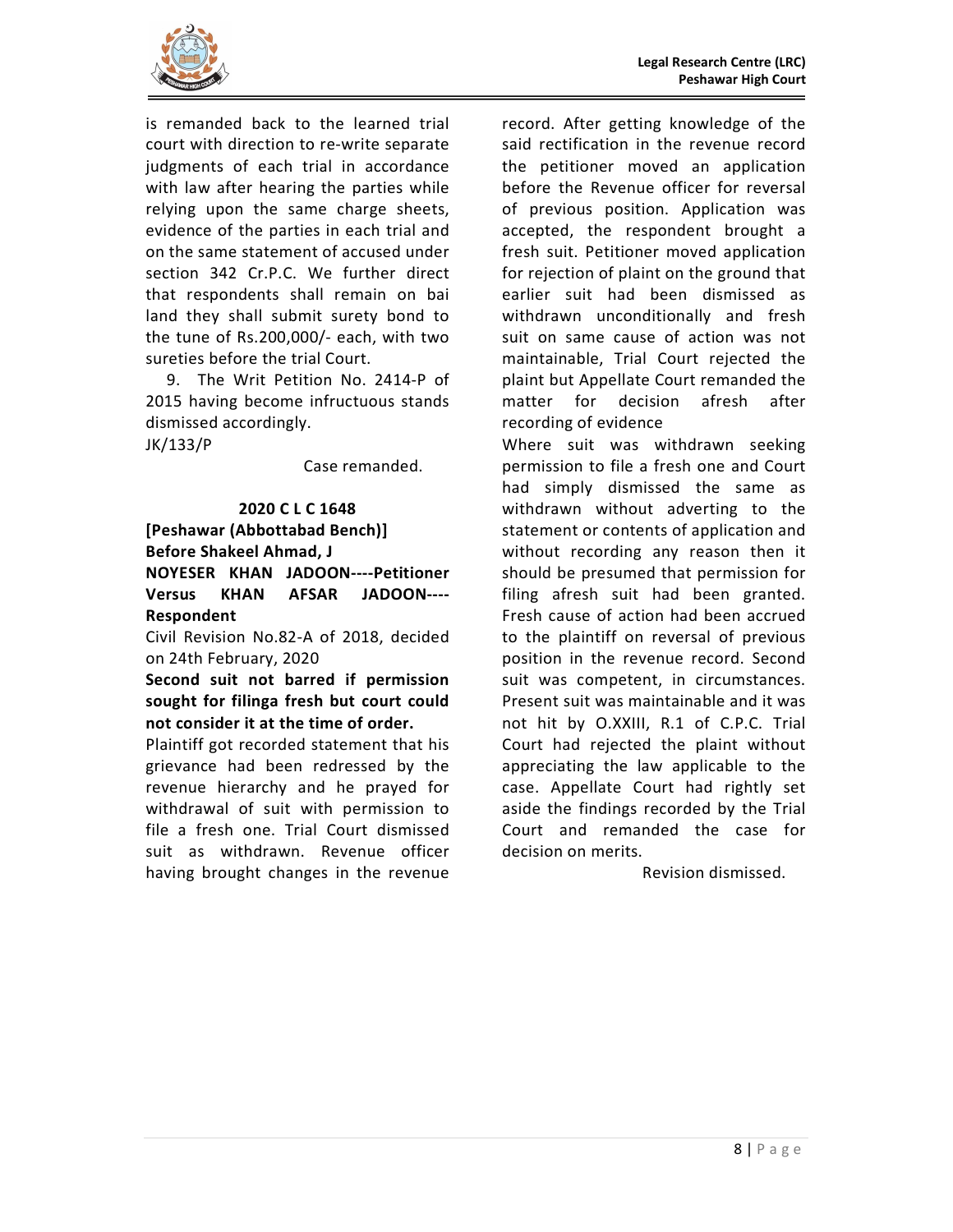is remanded back to the learned trial court with direction to re-write separate judgments of each trial in accordance with law after hearing the parties while relying upon the same charge sheets, evidence of the parties in each trial and on the same statement of accused under section 342 Cr.P.C. We further direct that respondents shall remain on bai land they shall submit surety bond to the tune of Rs.200,000/- each, with two sureties before the trial Court.

9. The Writ Petition No. 2414-P of 2015 having become infructuous stands dismissed accordingly.

JK/133/P

Case remanded.

**2020 C L C 1648**

**[Peshawar (Abbottabad Bench)]**

**Before Shakeel Ahmad, J**

**NOYESER KHAN JADOON----Petitioner Versus KHAN AFSAR JADOON----Respondent**

Civil Revision No.82-A of 2018, decided on 24th February, 2020

**Second suit not barred if permission sought for filinga fresh but court could not consider it at the time of order.**

Plaintiff got recorded statement that his grievance had been redressed by the revenue hierarchy and he prayed for withdrawal of suit with permission to file a fresh one. Trial Court dismissed suit as withdrawn. Revenue officer having brought changes in the revenue record. After getting knowledge of the said rectification in the revenue record the petitioner moved an application before the Revenue officer for reversal of previous position. Application was accepted, the respondent brought a fresh suit. Petitioner moved application for rejection of plaint on the ground that earlier suit had been dismissed as withdrawn unconditionally and fresh suit on same cause of action was not maintainable, Trial Court rejected the plaint but Appellate Court remanded the matter for decision afresh after recording of evidence

Where suit was withdrawn seeking permission to file a fresh one and Court had simply dismissed the same as withdrawn without adverting to the statement or contents of application and without recording any reason then it should be presumed that permission for filing afresh suit had been granted. Fresh cause of action had been accrued to the plaintiff on reversal of previous position in the revenue record. Second suit was competent, in circumstances. Present suit was maintainable and it was not hit by O.XXIII, R.1 of C.P.C. Trial Court had rejected the plaint without appreciating the law applicable to the case. Appellate Court had rightly set aside the findings recorded by the Trial Court and remanded the case for decision on merits.

Revision dismissed.